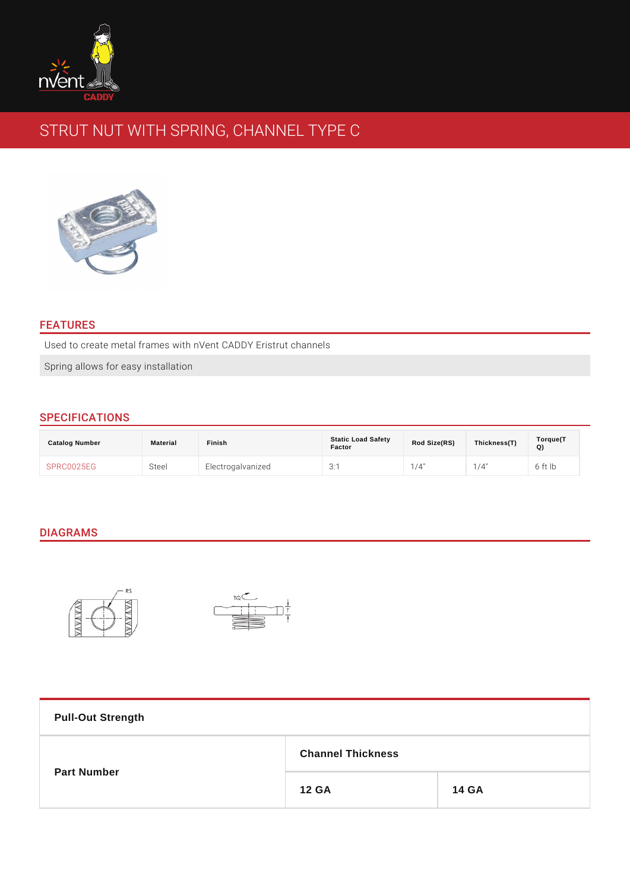# STRUT NUT WITH SPRING, CHANNEL TYPE C

## FEATURES

Used to create metal frames with nVent CADDY Eristrut channels

Spring allows for easy installation

## SPECIFICATIONS

| Catalog Number | Material | Finish | Static Load Safety Factor | Rod Size(RS) | Thickness(T) | Torque(TQ) |
|---|---|---|---|---|---|---|
| SPRC0025EG | Steel | Electrogalvanized | 3:1 | 1/4" | 1/4" | 6 ft lb |

## DIAGRAMS

| Pull-Out Strength | | |
|---|---|---|
| Part Number | Channel Thickness | |
| | 12 GA | 14 GA |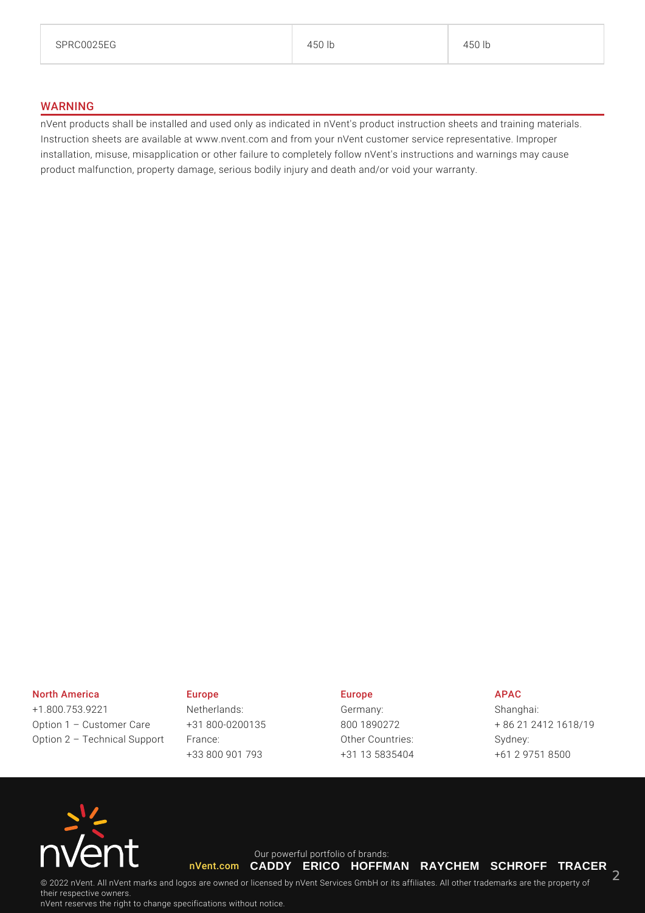| | | |
|---|---|---|
| SPRC0025EG | 450 lb | 450 lb |

## WARNING

nVent products shall be installed and used only as indicated in nVent's product instruction sheets and training materials. Instruction sheets are available at www.nvent.com and from your nVent customer service representative. Improper installation, misuse, misapplication or other failure to completely follow nVent's instructions and warnings may cause product malfunction, property damage, serious bodily injury and death and/or void your warranty.

**North America**
+1.800.753.9221
Option 1 – Customer Care
Option 2 – Technical Support

**Europe**
Netherlands:
+31 800-0200135
France:
+33 800 901 793

**Europe**
Germany:
800 1890272
Other Countries:
+31 13 5835404

**APAC**
Shanghai:
+ 86 21 2412 1618/19
Sydney:
+61 2 9751 8500

Our powerful portfolio of brands:
nVent.com CADDY ERICO HOFFMAN RAYCHEM SCHROFF TRACER

© 2022 nVent. All nVent marks and logos are owned or licensed by nVent Services GmbH or its affiliates. All other trademarks are the property of their respective owners.
nVent reserves the right to change specifications without notice.